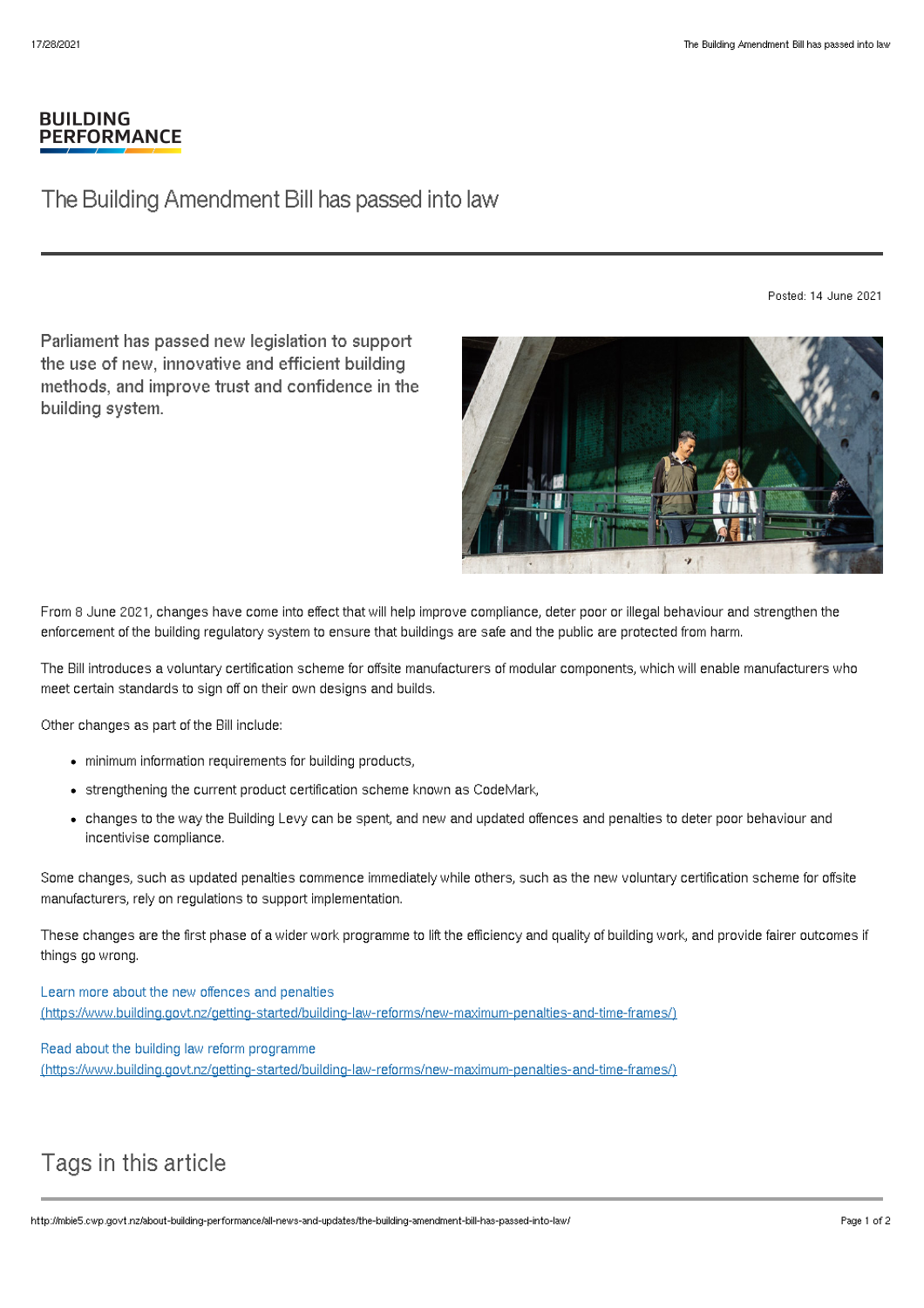BUILDING PERFORMANCE

# The Building Amendment Bill has passed into law

Posted: 14 June 2021

**Parliament has passed new legislation to support the use of new, innovative and efficient building methods, and improve trust and confidence in the building system.**

From 8 June 2021, changes have come into effect that will help improve compliance, deter poor or illegal behaviour and strengthen the enforcement of the building regulatory system to ensure that buildings are safe and the public are protected from harm.

The Bill introduces a voluntary certification scheme for offsite manufacturers of modular components, which will enable manufacturers who meet certain standards to sign off on their own designs and builds.

Other changes as part of the Bill include:

- minimum information requirements for building products,
- strengthening the current product certification scheme known as CodeMark,
- changes to the way the Building Levy can be spent, and new and updated offences and penalties to deter poor behaviour and incentivise compliance.

Some changes, such as updated penalties commence immediately while others, such as the new voluntary certification scheme for offsite manufacturers, rely on regulations to support implementation.

These changes are the first phase of a wider work programme to lift the efficiency and quality of building work, and provide fairer outcomes if things go wrong.

Learn more about the new offences and penalties (https://www.building.govt.nz/getting-started/building-law-reforms/new-maximum-penalties-and-time-frames/)

Read about the building law reform programme (https://www.building.govt.nz/getting-started/building-law-reforms/new-maximum-penalties-and-time-frames/)

## Tags in this article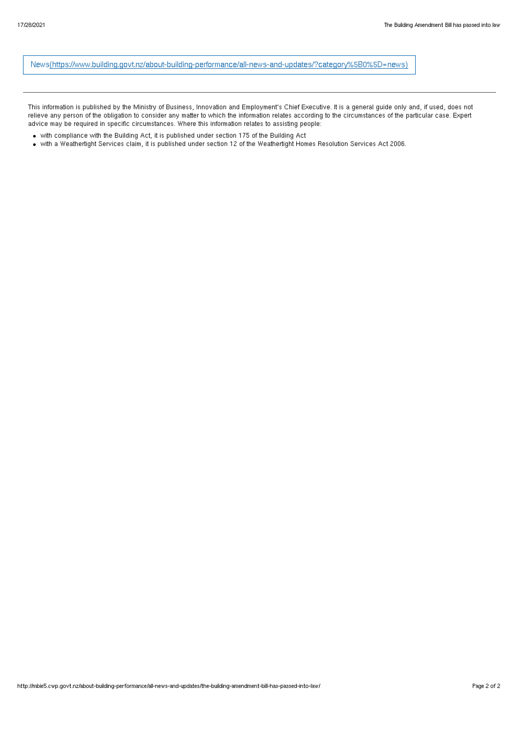News(https://www.building.govt.nz/about-building-performance/all-news-and-updates/?category%5B0%5D=news)

---

This information is published by the Ministry of Business, Innovation and Employment's Chief Executive. It is a general guide only and, if used, does not relieve any person of the obligation to consider any matter to which the information relates according to the circumstances of the particular case. Expert advice may be required in specific circumstances. Where this information relates to assisting people:

- with compliance with the Building Act, it is published under section 175 of the Building Act
- with a Weathertight Services claim, it is published under section 12 of the Weathertight Homes Resolution Services Act 2006.